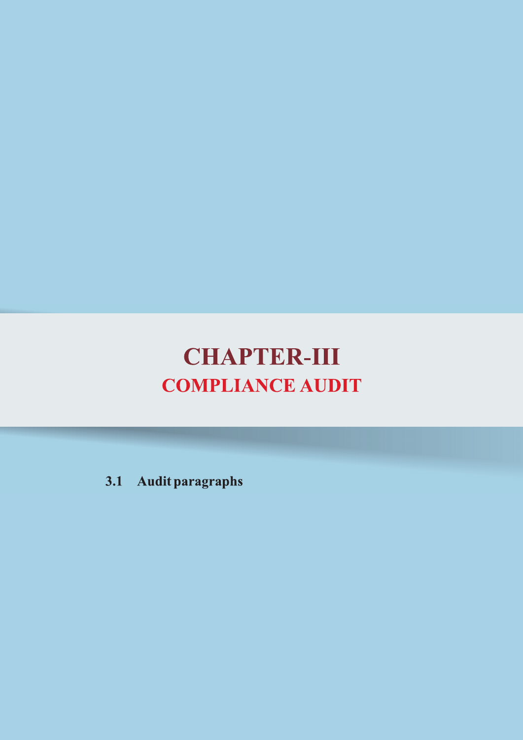# CHAPTER-III
## COMPLIANCE AUDIT

### 3.1 Audit paragraphs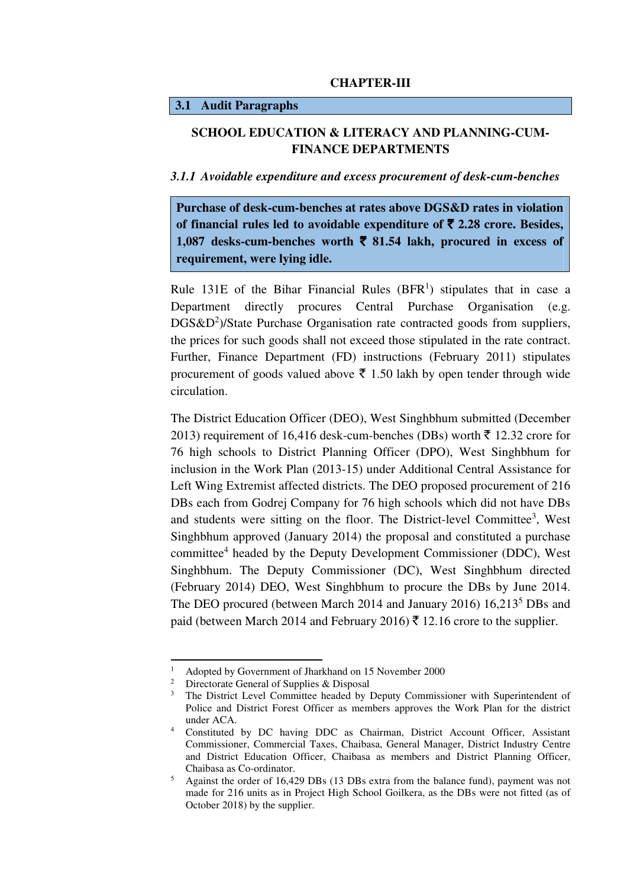# CHAPTER-III

## 3.1 Audit Paragraphs

## SCHOOL EDUCATION & LITERACY AND PLANNING-CUM-FINANCE DEPARTMENTS

### *3.1.1 Avoidable expenditure and excess procurement of desk-cum-benches*

**Purchase of desk-cum-benches at rates above DGS&D rates in violation of financial rules led to avoidable expenditure of ₹ 2.28 crore. Besides, 1,087 desks-cum-benches worth ₹ 81.54 lakh, procured in excess of requirement, were lying idle.**

Rule 131E of the Bihar Financial Rules (BFR[1]) stipulates that in case a Department directly procures Central Purchase Organisation (e.g. DGS&D[2])/State Purchase Organisation rate contracted goods from suppliers, the prices for such goods shall not exceed those stipulated in the rate contract. Further, Finance Department (FD) instructions (February 2011) stipulates procurement of goods valued above ₹ 1.50 lakh by open tender through wide circulation.

The District Education Officer (DEO), West Singhbhum submitted (December 2013) requirement of 16,416 desk-cum-benches (DBs) worth ₹ 12.32 crore for 76 high schools to District Planning Officer (DPO), West Singhbhum for inclusion in the Work Plan (2013-15) under Additional Central Assistance for Left Wing Extremist affected districts. The DEO proposed procurement of 216 DBs each from Godrej Company for 76 high schools which did not have DBs and students were sitting on the floor. The District-level Committee[3], West Singhbhum approved (January 2014) the proposal and constituted a purchase committee[4] headed by the Deputy Development Commissioner (DDC), West Singhbhum. The Deputy Commissioner (DC), West Singhbhum directed (February 2014) DEO, West Singhbhum to procure the DBs by June 2014. The DEO procured (between March 2014 and January 2016) 16,213[5] DBs and paid (between March 2014 and February 2016) ₹ 12.16 crore to the supplier.

---

[1] Adopted by Government of Jharkhand on 15 November 2000

[2] Directorate General of Supplies & Disposal

[3] The District Level Committee headed by Deputy Commissioner with Superintendent of Police and District Forest Officer as members approves the Work Plan for the district under ACA.

[4] Constituted by DC having DDC as Chairman, District Account Officer, Assistant Commissioner, Commercial Taxes, Chaibasa, General Manager, District Industry Centre and District Education Officer, Chaibasa as members and District Planning Officer, Chaibasa as Co-ordinator.

[5] Against the order of 16,429 DBs (13 DBs extra from the balance fund), payment was not made for 216 units as in Project High School Goilkera, as the DBs were not fitted (as of October 2018) by the supplier.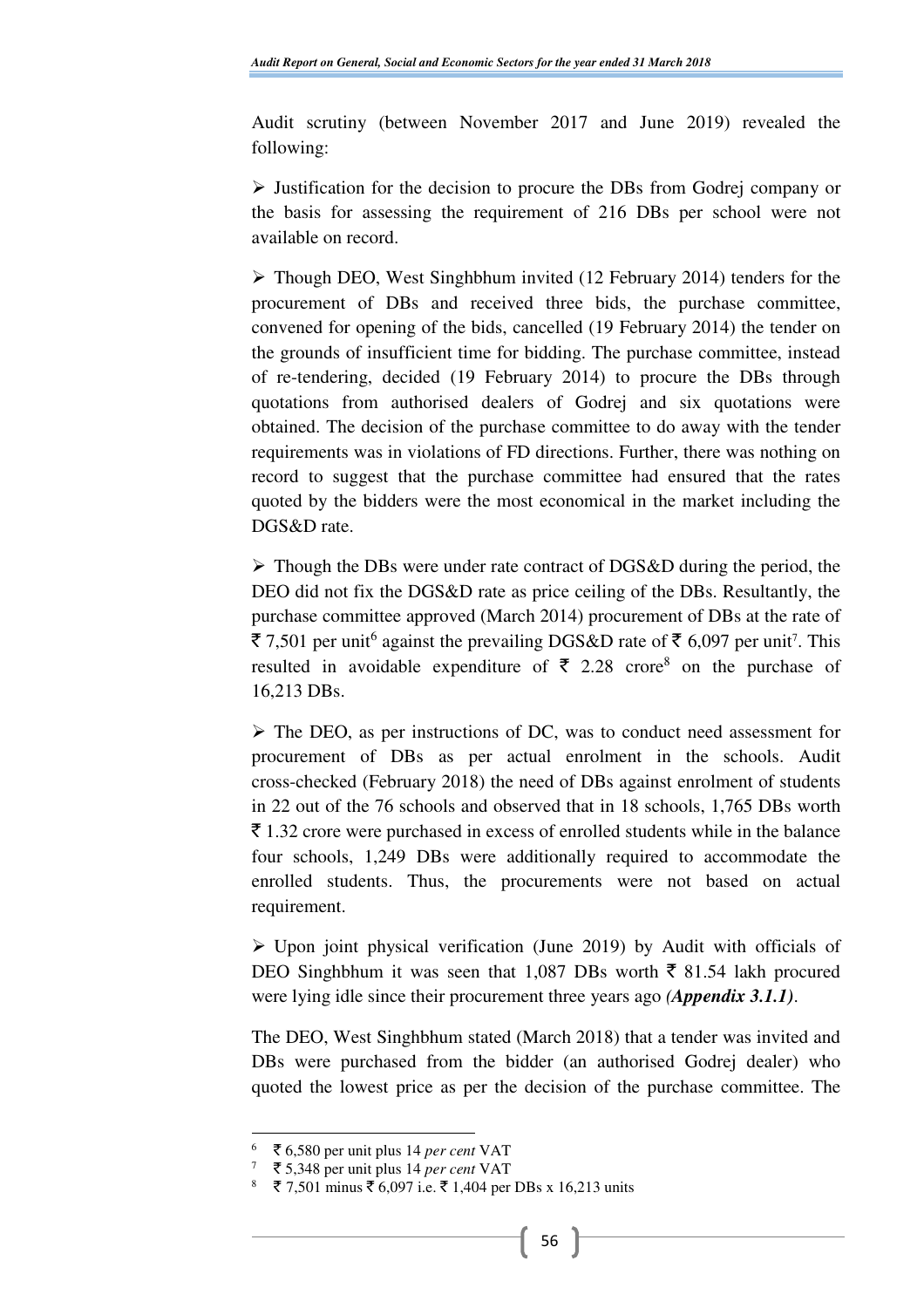Audit scrutiny (between November 2017 and June 2019) revealed the following:

- Justification for the decision to procure the DBs from Godrej company or the basis for assessing the requirement of 216 DBs per school were not available on record.

- Though DEO, West Singhbhum invited (12 February 2014) tenders for the procurement of DBs and received three bids, the purchase committee, convened for opening of the bids, cancelled (19 February 2014) the tender on the grounds of insufficient time for bidding. The purchase committee, instead of re-tendering, decided (19 February 2014) to procure the DBs through quotations from authorised dealers of Godrej and six quotations were obtained. The decision of the purchase committee to do away with the tender requirements was in violations of FD directions. Further, there was nothing on record to suggest that the purchase committee had ensured that the rates quoted by the bidders were the most economical in the market including the DGS&D rate.

- Though the DBs were under rate contract of DGS&D during the period, the DEO did not fix the DGS&D rate as price ceiling of the DBs. Resultantly, the purchase committee approved (March 2014) procurement of DBs at the rate of ₹ 7,501 per unit[6] against the prevailing DGS&D rate of ₹ 6,097 per unit[7]. This resulted in avoidable expenditure of ₹ 2.28 crore[8] on the purchase of 16,213 DBs.

- The DEO, as per instructions of DC, was to conduct need assessment for procurement of DBs as per actual enrolment in the schools. Audit cross-checked (February 2018) the need of DBs against enrolment of students in 22 out of the 76 schools and observed that in 18 schools, 1,765 DBs worth ₹ 1.32 crore were purchased in excess of enrolled students while in the balance four schools, 1,249 DBs were additionally required to accommodate the enrolled students. Thus, the procurements were not based on actual requirement.

- Upon joint physical verification (June 2019) by Audit with officials of DEO Singhbhum it was seen that 1,087 DBs worth ₹ 81.54 lakh procured were lying idle since their procurement three years ago *(**Appendix 3.1.1**)*.

The DEO, West Singhbhum stated (March 2018) that a tender was invited and DBs were purchased from the bidder (an authorised Godrej dealer) who quoted the lowest price as per the decision of the purchase committee. The

---

[6] ₹ 6,580 per unit plus 14 *per cent* VAT

[7] ₹ 5,348 per unit plus 14 *per cent* VAT

[8] ₹ 7,501 minus ₹ 6,097 i.e. ₹ 1,404 per DBs x 16,213 units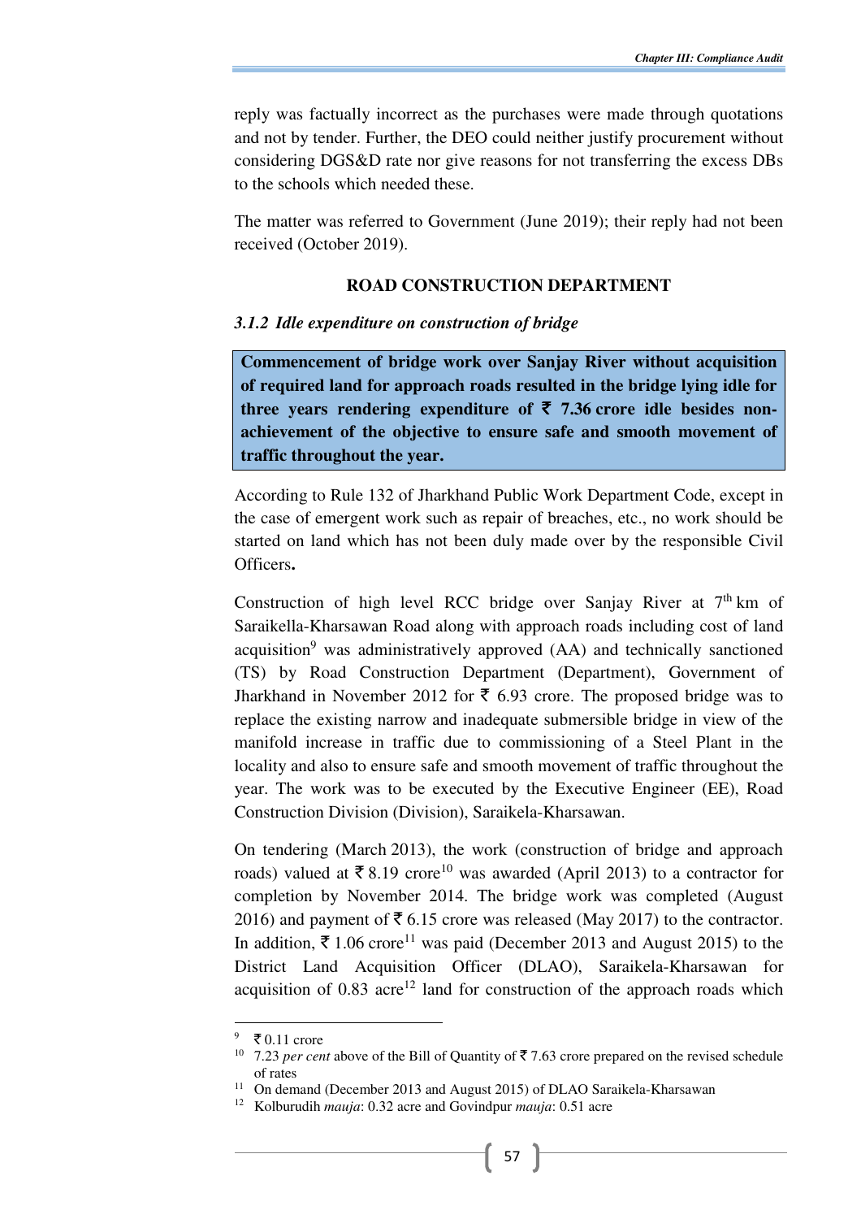reply was factually incorrect as the purchases were made through quotations and not by tender. Further, the DEO could neither justify procurement without considering DGS&D rate nor give reasons for not transferring the excess DBs to the schools which needed these.

The matter was referred to Government (June 2019); their reply had not been received (October 2019).

## ROAD CONSTRUCTION DEPARTMENT

### *3.1.2 Idle expenditure on construction of bridge*

**Commencement of bridge work over Sanjay River without acquisition of required land for approach roads resulted in the bridge lying idle for three years rendering expenditure of ₹ 7.36 crore idle besides non-achievement of the objective to ensure safe and smooth movement of traffic throughout the year.**

According to Rule 132 of Jharkhand Public Work Department Code, except in the case of emergent work such as repair of breaches, etc., no work should be started on land which has not been duly made over by the responsible Civil Officers**.**

Construction of high level RCC bridge over Sanjay River at 7th km of Saraikella-Kharsawan Road along with approach roads including cost of land acquisition[9] was administratively approved (AA) and technically sanctioned (TS) by Road Construction Department (Department), Government of Jharkhand in November 2012 for ₹ 6.93 crore. The proposed bridge was to replace the existing narrow and inadequate submersible bridge in view of the manifold increase in traffic due to commissioning of a Steel Plant in the locality and also to ensure safe and smooth movement of traffic throughout the year. The work was to be executed by the Executive Engineer (EE), Road Construction Division (Division), Saraikela-Kharsawan.

On tendering (March 2013), the work (construction of bridge and approach roads) valued at ₹ 8.19 crore[10] was awarded (April 2013) to a contractor for completion by November 2014. The bridge work was completed (August 2016) and payment of ₹ 6.15 crore was released (May 2017) to the contractor. In addition, ₹ 1.06 crore[11] was paid (December 2013 and August 2015) to the District Land Acquisition Officer (DLAO), Saraikela-Kharsawan for acquisition of 0.83 acre[12] land for construction of the approach roads which

---

[9] ₹ 0.11 crore

[10] 7.23 *per cent* above of the Bill of Quantity of ₹ 7.63 crore prepared on the revised schedule of rates

[11] On demand (December 2013 and August 2015) of DLAO Saraikela-Kharsawan

[12] Kolburudih *mauja*: 0.32 acre and Govindpur *mauja*: 0.51 acre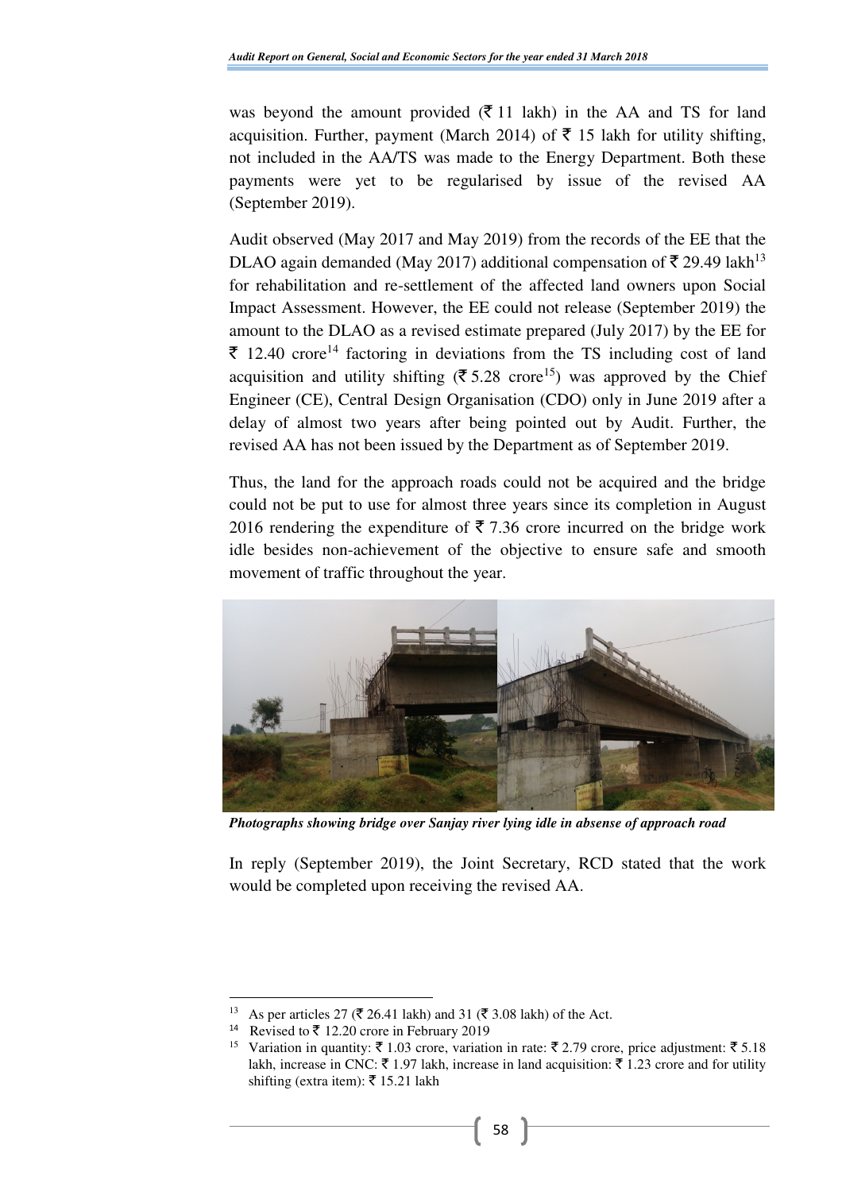was beyond the amount provided (₹ 11 lakh) in the AA and TS for land acquisition. Further, payment (March 2014) of ₹ 15 lakh for utility shifting, not included in the AA/TS was made to the Energy Department. Both these payments were yet to be regularised by issue of the revised AA (September 2019).

Audit observed (May 2017 and May 2019) from the records of the EE that the DLAO again demanded (May 2017) additional compensation of ₹ 29.49 lakh[13] for rehabilitation and re-settlement of the affected land owners upon Social Impact Assessment. However, the EE could not release (September 2019) the amount to the DLAO as a revised estimate prepared (July 2017) by the EE for ₹ 12.40 crore[14] factoring in deviations from the TS including cost of land acquisition and utility shifting (₹ 5.28 crore[15]) was approved by the Chief Engineer (CE), Central Design Organisation (CDO) only in June 2019 after a delay of almost two years after being pointed out by Audit. Further, the revised AA has not been issued by the Department as of September 2019.

Thus, the land for the approach roads could not be acquired and the bridge could not be put to use for almost three years since its completion in August 2016 rendering the expenditure of ₹ 7.36 crore incurred on the bridge work idle besides non-achievement of the objective to ensure safe and smooth movement of traffic throughout the year.

***Photographs showing bridge over Sanjay river lying idle in absense of approach road***

In reply (September 2019), the Joint Secretary, RCD stated that the work would be completed upon receiving the revised AA.

---

[13] As per articles 27 (₹ 26.41 lakh) and 31 (₹ 3.08 lakh) of the Act.

[14] Revised to ₹ 12.20 crore in February 2019

[15] Variation in quantity: ₹ 1.03 crore, variation in rate: ₹ 2.79 crore, price adjustment: ₹ 5.18 lakh, increase in CNC: ₹ 1.97 lakh, increase in land acquisition: ₹ 1.23 crore and for utility shifting (extra item): ₹ 15.21 lakh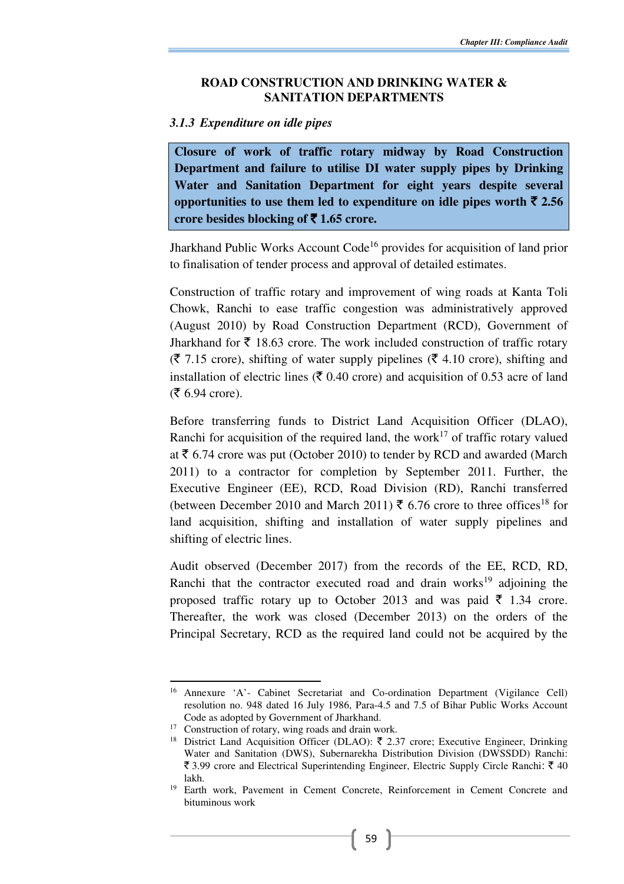## ROAD CONSTRUCTION AND DRINKING WATER & SANITATION DEPARTMENTS

### *3.1.3 Expenditure on idle pipes*

**Closure of work of traffic rotary midway by Road Construction Department and failure to utilise DI water supply pipes by Drinking Water and Sanitation Department for eight years despite several opportunities to use them led to expenditure on idle pipes worth ₹ 2.56 crore besides blocking of ₹ 1.65 crore.**

Jharkhand Public Works Account Code[16] provides for acquisition of land prior to finalisation of tender process and approval of detailed estimates.

Construction of traffic rotary and improvement of wing roads at Kanta Toli Chowk, Ranchi to ease traffic congestion was administratively approved (August 2010) by Road Construction Department (RCD), Government of Jharkhand for ₹ 18.63 crore. The work included construction of traffic rotary (₹ 7.15 crore), shifting of water supply pipelines (₹ 4.10 crore), shifting and installation of electric lines (₹ 0.40 crore) and acquisition of 0.53 acre of land (₹ 6.94 crore).

Before transferring funds to District Land Acquisition Officer (DLAO), Ranchi for acquisition of the required land, the work[17] of traffic rotary valued at ₹ 6.74 crore was put (October 2010) to tender by RCD and awarded (March 2011) to a contractor for completion by September 2011. Further, the Executive Engineer (EE), RCD, Road Division (RD), Ranchi transferred (between December 2010 and March 2011) ₹ 6.76 crore to three offices[18] for land acquisition, shifting and installation of water supply pipelines and shifting of electric lines.

Audit observed (December 2017) from the records of the EE, RCD, RD, Ranchi that the contractor executed road and drain works[19] adjoining the proposed traffic rotary up to October 2013 and was paid ₹ 1.34 crore. Thereafter, the work was closed (December 2013) on the orders of the Principal Secretary, RCD as the required land could not be acquired by the

---

[16] Annexure 'A'- Cabinet Secretariat and Co-ordination Department (Vigilance Cell) resolution no. 948 dated 16 July 1986, Para-4.5 and 7.5 of Bihar Public Works Account Code as adopted by Government of Jharkhand.

[17] Construction of rotary, wing roads and drain work.

[18] District Land Acquisition Officer (DLAO): ₹ 2.37 crore; Executive Engineer, Drinking Water and Sanitation (DWS), Subernarekha Distribution Division (DWSSDD) Ranchi: ₹ 3.99 crore and Electrical Superintending Engineer, Electric Supply Circle Ranchi: ₹ 40 lakh.

[19] Earth work, Pavement in Cement Concrete, Reinforcement in Cement Concrete and bituminous work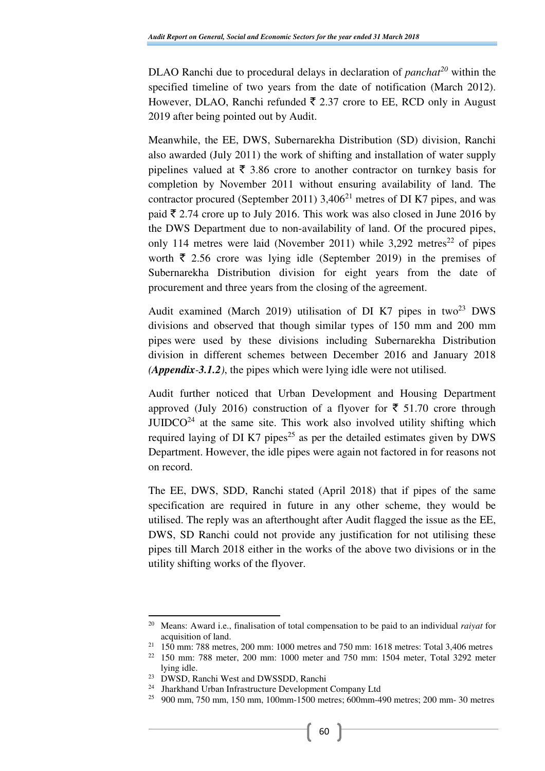DLAO Ranchi due to procedural delays in declaration of *panchat*[20] within the specified timeline of two years from the date of notification (March 2012). However, DLAO, Ranchi refunded ₹ 2.37 crore to EE, RCD only in August 2019 after being pointed out by Audit.

Meanwhile, the EE, DWS, Subernarekha Distribution (SD) division, Ranchi also awarded (July 2011) the work of shifting and installation of water supply pipelines valued at ₹ 3.86 crore to another contractor on turnkey basis for completion by November 2011 without ensuring availability of land. The contractor procured (September 2011) 3,406[21] metres of DI K7 pipes, and was paid ₹ 2.74 crore up to July 2016. This work was also closed in June 2016 by the DWS Department due to non-availability of land. Of the procured pipes, only 114 metres were laid (November 2011) while 3,292 metres[22] of pipes worth ₹ 2.56 crore was lying idle (September 2019) in the premises of Subernarekha Distribution division for eight years from the date of procurement and three years from the closing of the agreement.

Audit examined (March 2019) utilisation of DI K7 pipes in two[23] DWS divisions and observed that though similar types of 150 mm and 200 mm pipes were used by these divisions including Subernarekha Distribution division in different schemes between December 2016 and January 2018 ***(Appendix-3.1.2)***, the pipes which were lying idle were not utilised.

Audit further noticed that Urban Development and Housing Department approved (July 2016) construction of a flyover for ₹ 51.70 crore through JUIDCO[24] at the same site. This work also involved utility shifting which required laying of DI K7 pipes[25] as per the detailed estimates given by DWS Department. However, the idle pipes were again not factored in for reasons not on record.

The EE, DWS, SDD, Ranchi stated (April 2018) that if pipes of the same specification are required in future in any other scheme, they would be utilised. The reply was an afterthought after Audit flagged the issue as the EE, DWS, SD Ranchi could not provide any justification for not utilising these pipes till March 2018 either in the works of the above two divisions or in the utility shifting works of the flyover.

---

[20] Means: Award i.e., finalisation of total compensation to be paid to an individual *raiyat* for acquisition of land.

[21] 150 mm: 788 metres, 200 mm: 1000 metres and 750 mm: 1618 metres: Total 3,406 metres

[22] 150 mm: 788 meter, 200 mm: 1000 meter and 750 mm: 1504 meter, Total 3292 meter lying idle.

[23] DWSD, Ranchi West and DWSSDD, Ranchi

[24] Jharkhand Urban Infrastructure Development Company Ltd

[25] 900 mm, 750 mm, 150 mm, 100mm-1500 metres; 600mm-490 metres; 200 mm- 30 metres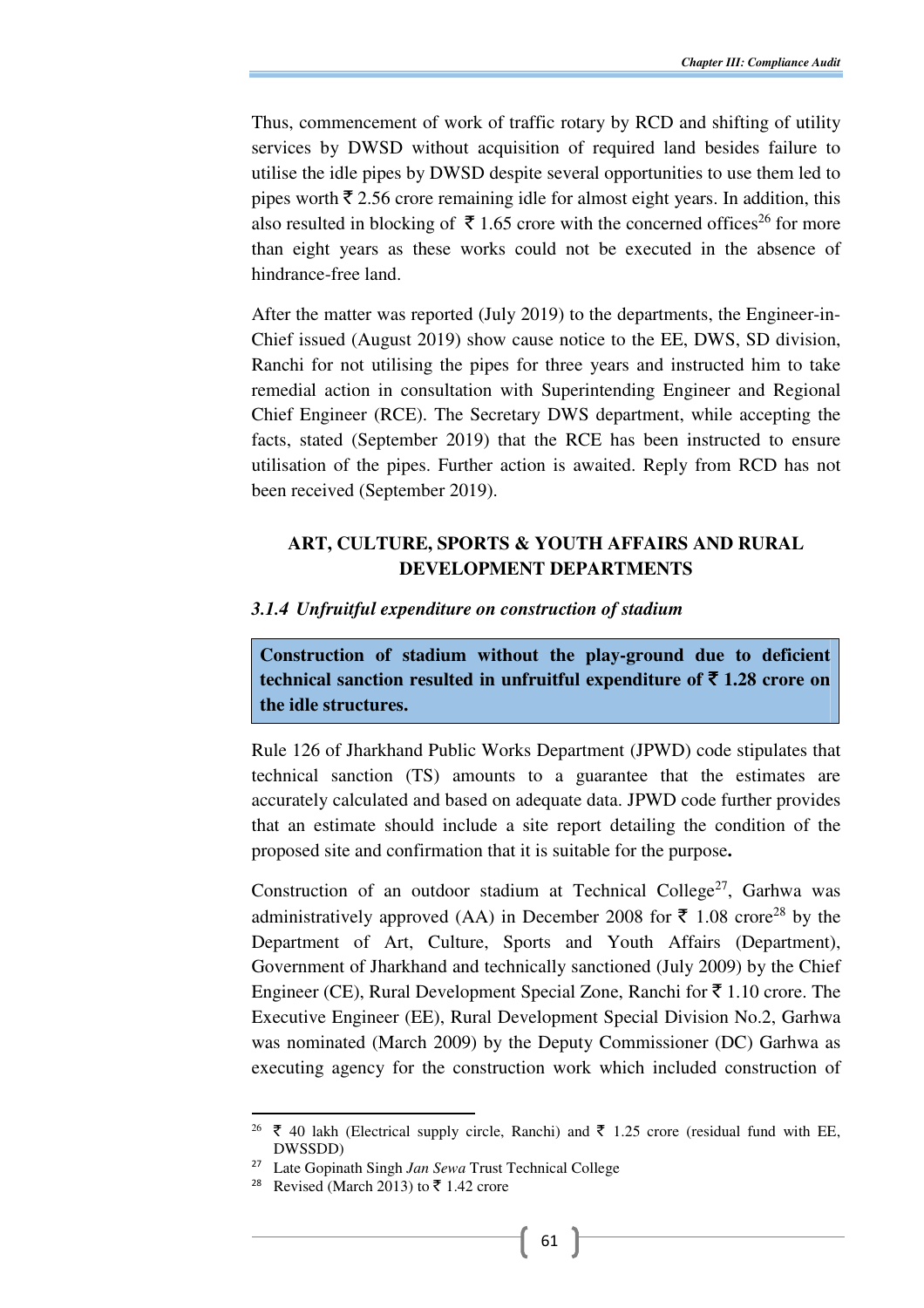Thus, commencement of work of traffic rotary by RCD and shifting of utility services by DWSD without acquisition of required land besides failure to utilise the idle pipes by DWSD despite several opportunities to use them led to pipes worth ₹ 2.56 crore remaining idle for almost eight years. In addition, this also resulted in blocking of ₹ 1.65 crore with the concerned offices[26] for more than eight years as these works could not be executed in the absence of hindrance-free land.

After the matter was reported (July 2019) to the departments, the Engineer-in-Chief issued (August 2019) show cause notice to the EE, DWS, SD division, Ranchi for not utilising the pipes for three years and instructed him to take remedial action in consultation with Superintending Engineer and Regional Chief Engineer (RCE). The Secretary DWS department, while accepting the facts, stated (September 2019) that the RCE has been instructed to ensure utilisation of the pipes. Further action is awaited. Reply from RCD has not been received (September 2019).

## ART, CULTURE, SPORTS & YOUTH AFFAIRS AND RURAL DEVELOPMENT DEPARTMENTS

### *3.1.4 Unfruitful expenditure on construction of stadium*

**Construction of stadium without the play-ground due to deficient technical sanction resulted in unfruitful expenditure of ₹ 1.28 crore on the idle structures.**

Rule 126 of Jharkhand Public Works Department (JPWD) code stipulates that technical sanction (TS) amounts to a guarantee that the estimates are accurately calculated and based on adequate data. JPWD code further provides that an estimate should include a site report detailing the condition of the proposed site and confirmation that it is suitable for the purpose**.**

Construction of an outdoor stadium at Technical College[27], Garhwa was administratively approved (AA) in December 2008 for ₹ 1.08 crore[28] by the Department of Art, Culture, Sports and Youth Affairs (Department), Government of Jharkhand and technically sanctioned (July 2009) by the Chief Engineer (CE), Rural Development Special Zone, Ranchi for ₹ 1.10 crore. The Executive Engineer (EE), Rural Development Special Division No.2, Garhwa was nominated (March 2009) by the Deputy Commissioner (DC) Garhwa as executing agency for the construction work which included construction of

---

[26] ₹ 40 lakh (Electrical supply circle, Ranchi) and ₹ 1.25 crore (residual fund with EE, DWSSDD)

[27] Late Gopinath Singh *Jan Sewa* Trust Technical College

[28] Revised (March 2013) to ₹ 1.42 crore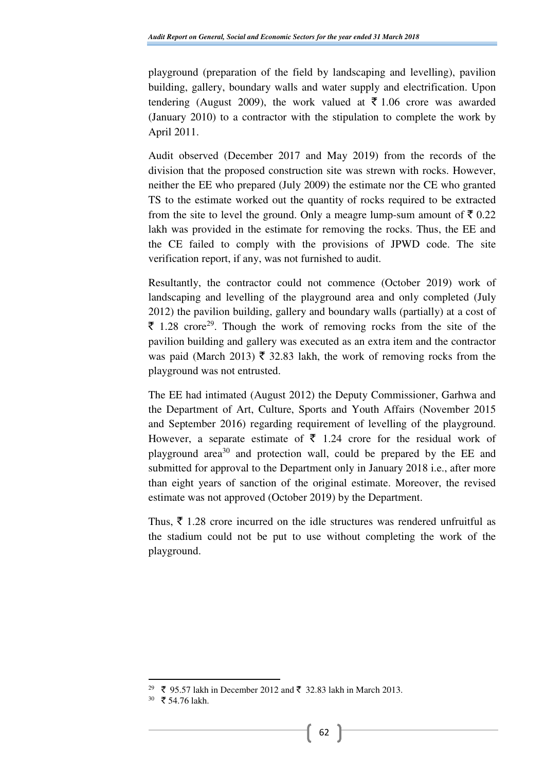playground (preparation of the field by landscaping and levelling), pavilion building, gallery, boundary walls and water supply and electrification. Upon tendering (August 2009), the work valued at ₹ 1.06 crore was awarded (January 2010) to a contractor with the stipulation to complete the work by April 2011.

Audit observed (December 2017 and May 2019) from the records of the division that the proposed construction site was strewn with rocks. However, neither the EE who prepared (July 2009) the estimate nor the CE who granted TS to the estimate worked out the quantity of rocks required to be extracted from the site to level the ground. Only a meagre lump-sum amount of ₹ 0.22 lakh was provided in the estimate for removing the rocks. Thus, the EE and the CE failed to comply with the provisions of JPWD code. The site verification report, if any, was not furnished to audit.

Resultantly, the contractor could not commence (October 2019) work of landscaping and levelling of the playground area and only completed (July 2012) the pavilion building, gallery and boundary walls (partially) at a cost of ₹ 1.28 crore[29]. Though the work of removing rocks from the site of the pavilion building and gallery was executed as an extra item and the contractor was paid (March 2013) ₹ 32.83 lakh, the work of removing rocks from the playground was not entrusted.

The EE had intimated (August 2012) the Deputy Commissioner, Garhwa and the Department of Art, Culture, Sports and Youth Affairs (November 2015 and September 2016) regarding requirement of levelling of the playground. However, a separate estimate of ₹ 1.24 crore for the residual work of playground area[30] and protection wall, could be prepared by the EE and submitted for approval to the Department only in January 2018 i.e., after more than eight years of sanction of the original estimate. Moreover, the revised estimate was not approved (October 2019) by the Department.

Thus, ₹ 1.28 crore incurred on the idle structures was rendered unfruitful as the stadium could not be put to use without completing the work of the playground.

---

[29] ₹ 95.57 lakh in December 2012 and ₹ 32.83 lakh in March 2013.

[30] ₹ 54.76 lakh.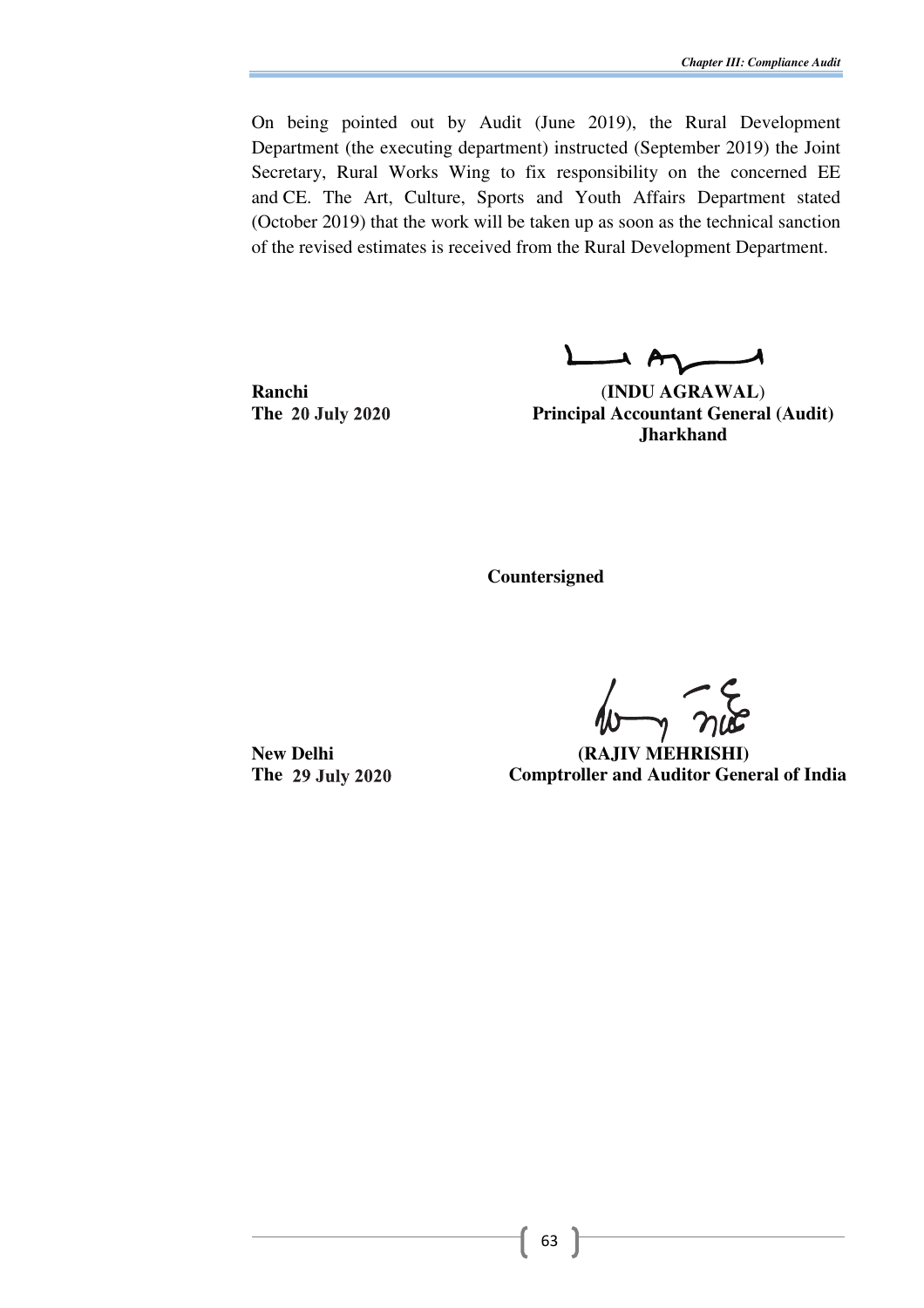On being pointed out by Audit (June 2019), the Rural Development Department (the executing department) instructed (September 2019) the Joint Secretary, Rural Works Wing to fix responsibility on the concerned EE and CE. The Art, Culture, Sports and Youth Affairs Department stated (October 2019) that the work will be taken up as soon as the technical sanction of the revised estimates is received from the Rural Development Department.

**Ranchi**
**The 20 July 2020**

**(INDU AGRAWAL)**
**Principal Accountant General (Audit)**
**Jharkhand**

**Countersigned**

**New Delhi**
**The 29 July 2020**

**(RAJIV MEHRISHI)**
**Comptroller and Auditor General of India**